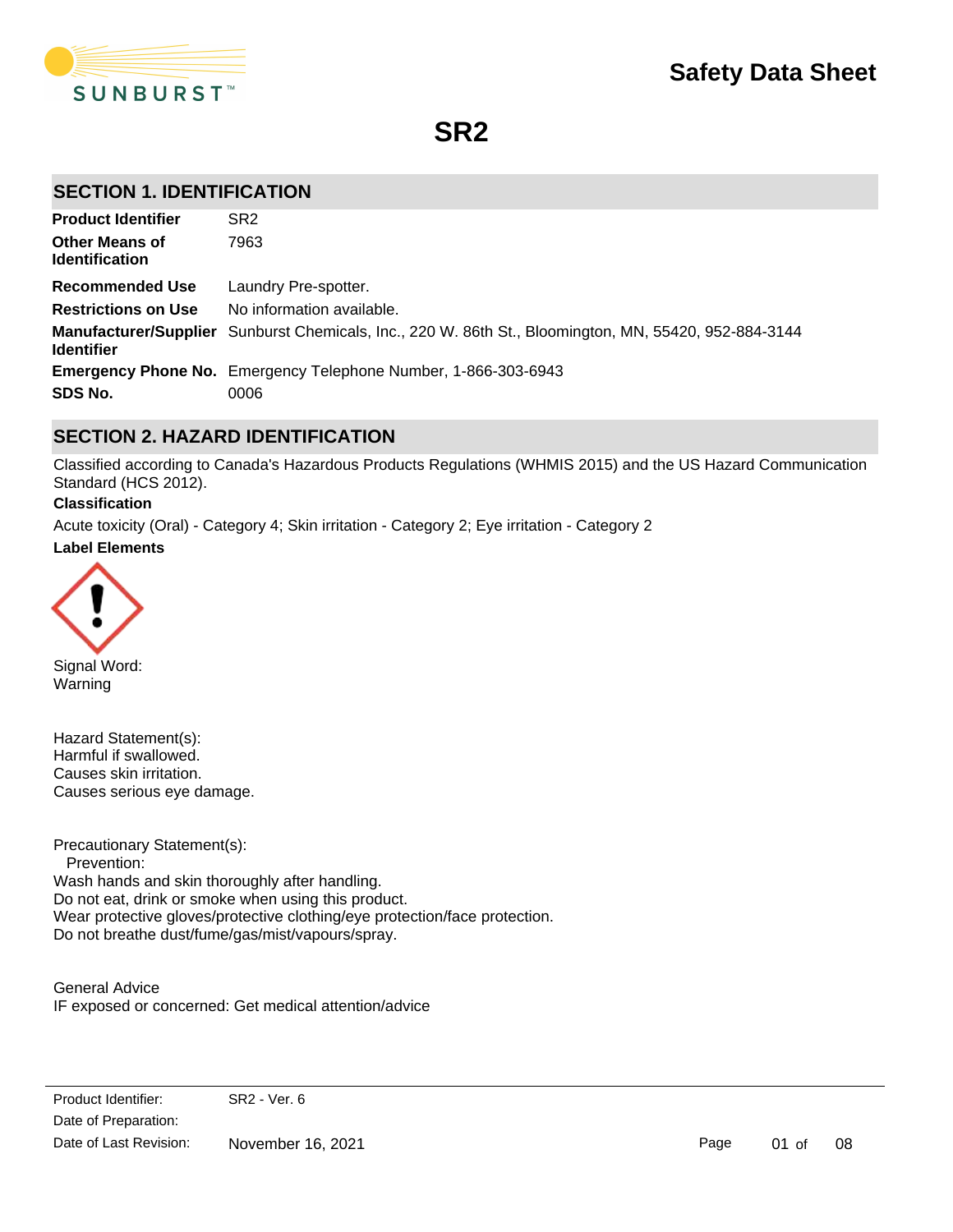# Safety Data Sheet

# SR2

## SECTION 1. IDENTIFICATION

| | |
|---|---|
| **Product Identifier** | SR2 |
| **Other Means of Identification** | 7963 |
| **Recommended Use** | Laundry Pre-spotter. |
| **Restrictions on Use** | No information available. |
| **Manufacturer/Supplier Identifier** | Sunburst Chemicals, Inc., 220 W. 86th St., Bloomington, MN, 55420, 952-884-3144 |
| **Emergency Phone No.** | Emergency Telephone Number, 1-866-303-6943 |
| **SDS No.** | 0006 |

## SECTION 2. HAZARD IDENTIFICATION

Classified according to Canada's Hazardous Products Regulations (WHMIS 2015) and the US Hazard Communication Standard (HCS 2012).

**Classification**

Acute toxicity (Oral) - Category 4; Skin irritation - Category 2; Eye irritation - Category 2

**Label Elements**

Signal Word:
Warning

Hazard Statement(s):
Harmful if swallowed.
Causes skin irritation.
Causes serious eye damage.

Precautionary Statement(s):
Prevention:
Wash hands and skin thoroughly after handling.
Do not eat, drink or smoke when using this product.
Wear protective gloves/protective clothing/eye protection/face protection.
Do not breathe dust/fume/gas/mist/vapours/spray.

General Advice
IF exposed or concerned: Get medical attention/advice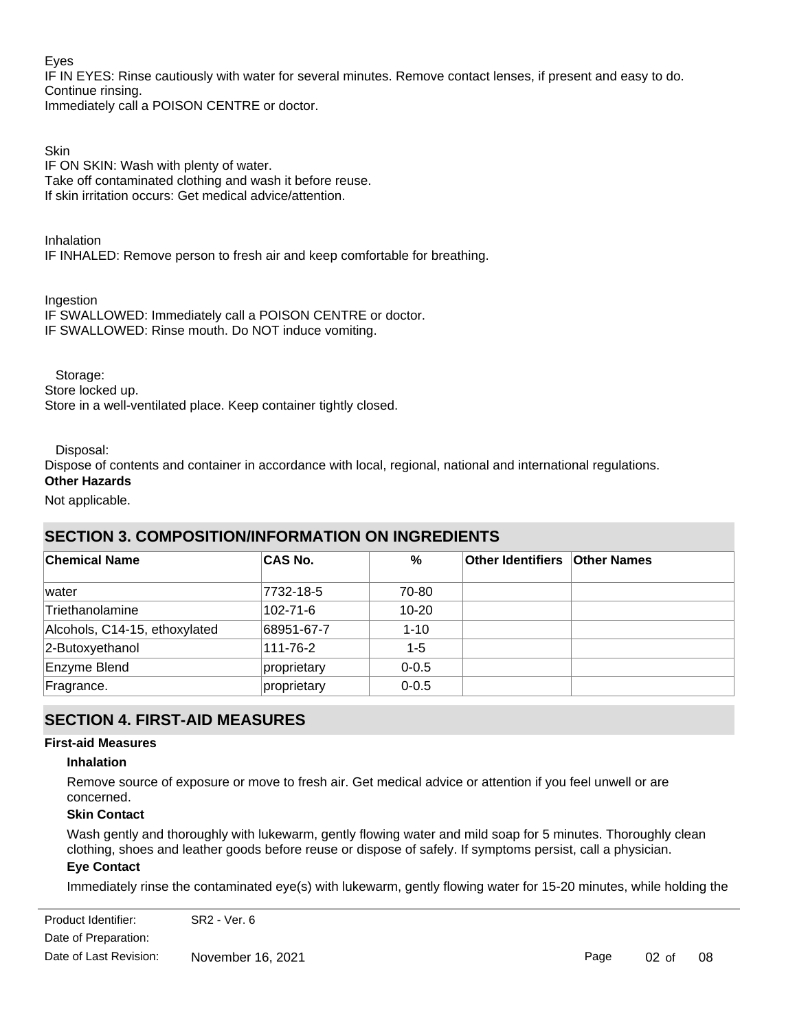Eyes

IF IN EYES: Rinse cautiously with water for several minutes. Remove contact lenses, if present and easy to do. Continue rinsing.

Immediately call a POISON CENTRE or doctor.

Skin

IF ON SKIN: Wash with plenty of water.

Take off contaminated clothing and wash it before reuse.

If skin irritation occurs: Get medical advice/attention.

Inhalation

IF INHALED: Remove person to fresh air and keep comfortable for breathing.

Ingestion

IF SWALLOWED: Immediately call a POISON CENTRE or doctor.

IF SWALLOWED: Rinse mouth. Do NOT induce vomiting.

Storage:

Store locked up.

Store in a well-ventilated place. Keep container tightly closed.

Disposal:

Dispose of contents and container in accordance with local, regional, national and international regulations.

**Other Hazards**

Not applicable.

## SECTION 3. COMPOSITION/INFORMATION ON INGREDIENTS

| Chemical Name | CAS No. | % | Other Identifiers | Other Names |
|---|---|---|---|---|
| water | 7732-18-5 | 70-80 | | |
| Triethanolamine | 102-71-6 | 10-20 | | |
| Alcohols, C14-15, ethoxylated | 68951-67-7 | 1-10 | | |
| 2-Butoxyethanol | 111-76-2 | 1-5 | | |
| Enzyme Blend | proprietary | 0-0.5 | | |
| Fragrance. | proprietary | 0-0.5 | | |

## SECTION 4. FIRST-AID MEASURES

**First-aid Measures**

**Inhalation**

Remove source of exposure or move to fresh air. Get medical advice or attention if you feel unwell or are concerned.

**Skin Contact**

Wash gently and thoroughly with lukewarm, gently flowing water and mild soap for 5 minutes. Thoroughly clean clothing, shoes and leather goods before reuse or dispose of safely. If symptoms persist, call a physician.

**Eye Contact**

Immediately rinse the contaminated eye(s) with lukewarm, gently flowing water for 15-20 minutes, while holding the

Product Identifier: SR2 - Ver. 6

Date of Preparation:

Date of Last Revision: November 16, 2021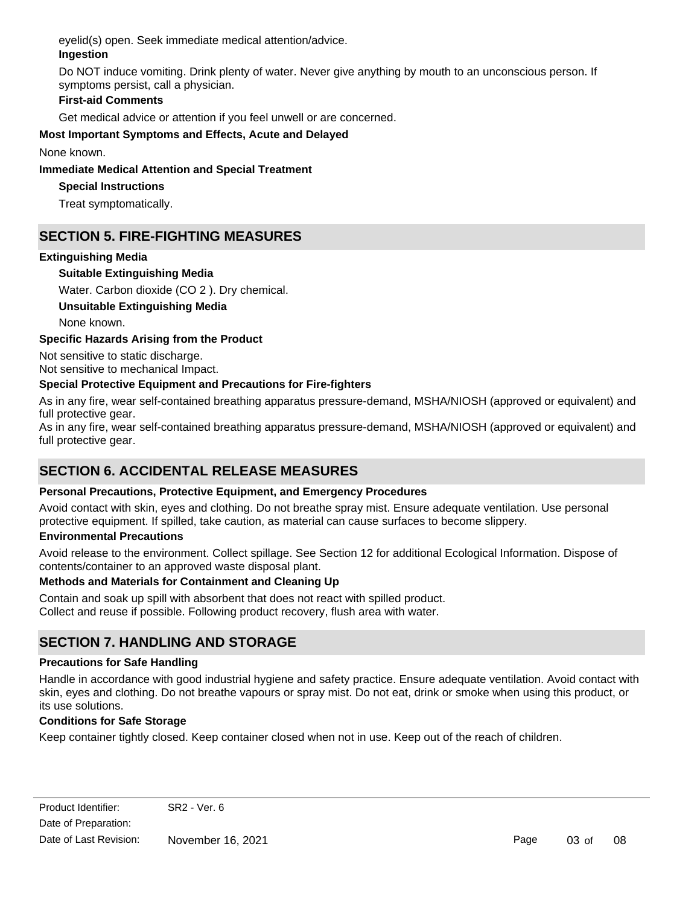eyelid(s) open. Seek immediate medical attention/advice.

**Ingestion**

Do NOT induce vomiting. Drink plenty of water. Never give anything by mouth to an unconscious person. If symptoms persist, call a physician.

**First-aid Comments**

Get medical advice or attention if you feel unwell or are concerned.

**Most Important Symptoms and Effects, Acute and Delayed**

None known.

**Immediate Medical Attention and Special Treatment**

**Special Instructions**

Treat symptomatically.

## SECTION 5. FIRE-FIGHTING MEASURES

**Extinguishing Media**

**Suitable Extinguishing Media**

Water. Carbon dioxide ($CO_2$ ). Dry chemical.

**Unsuitable Extinguishing Media**

None known.

**Specific Hazards Arising from the Product**

Not sensitive to static discharge.
Not sensitive to mechanical Impact.

**Special Protective Equipment and Precautions for Fire-fighters**

As in any fire, wear self-contained breathing apparatus pressure-demand, MSHA/NIOSH (approved or equivalent) and full protective gear.
As in any fire, wear self-contained breathing apparatus pressure-demand, MSHA/NIOSH (approved or equivalent) and full protective gear.

## SECTION 6. ACCIDENTAL RELEASE MEASURES

**Personal Precautions, Protective Equipment, and Emergency Procedures**

Avoid contact with skin, eyes and clothing. Do not breathe spray mist. Ensure adequate ventilation. Use personal protective equipment. If spilled, take caution, as material can cause surfaces to become slippery.

**Environmental Precautions**

Avoid release to the environment. Collect spillage. See Section 12 for additional Ecological Information. Dispose of contents/container to an approved waste disposal plant.

**Methods and Materials for Containment and Cleaning Up**

Contain and soak up spill with absorbent that does not react with spilled product.
Collect and reuse if possible. Following product recovery, flush area with water.

## SECTION 7. HANDLING AND STORAGE

**Precautions for Safe Handling**

Handle in accordance with good industrial hygiene and safety practice. Ensure adequate ventilation. Avoid contact with skin, eyes and clothing. Do not breathe vapours or spray mist. Do not eat, drink or smoke when using this product, or its use solutions.

**Conditions for Safe Storage**

Keep container tightly closed. Keep container closed when not in use. Keep out of the reach of children.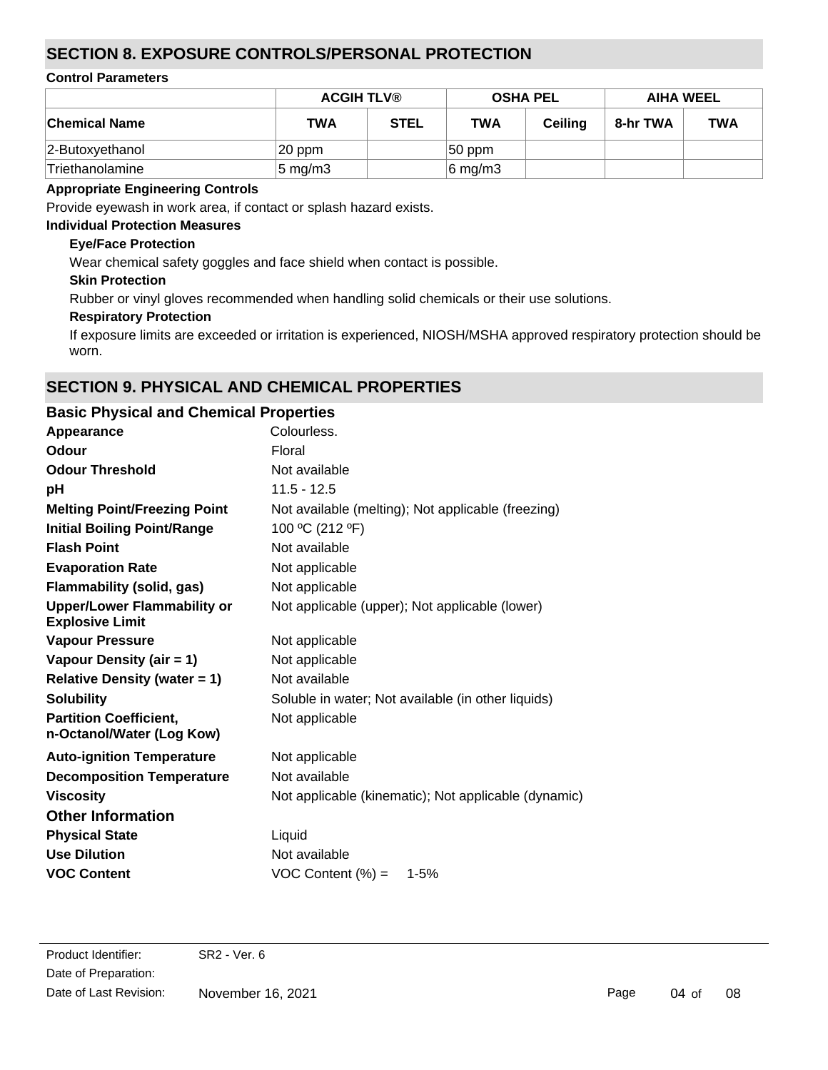## SECTION 8. EXPOSURE CONTROLS/PERSONAL PROTECTION

**Control Parameters**

| Chemical Name | ACGIH TLV® | | OSHA PEL | | AIHA WEEL | |
|---|---|---|---|---|---|---|
| | TWA | STEL | TWA | Ceiling | 8-hr TWA | TWA |
| 2-Butoxyethanol | 20 ppm | | 50 ppm | | | |
| Triethanolamine | 5 mg/m3 | | 6 mg/m3 | | | |

**Appropriate Engineering Controls**

Provide eyewash in work area, if contact or splash hazard exists.

**Individual Protection Measures**

**Eye/Face Protection**

Wear chemical safety goggles and face shield when contact is possible.

**Skin Protection**

Rubber or vinyl gloves recommended when handling solid chemicals or their use solutions.

**Respiratory Protection**

If exposure limits are exceeded or irritation is experienced, NIOSH/MSHA approved respiratory protection should be worn.

## SECTION 9. PHYSICAL AND CHEMICAL PROPERTIES

### Basic Physical and Chemical Properties

**Appearance** Colourless.

**Odour** Floral

**Odour Threshold** Not available

**pH** 11.5 - 12.5

**Melting Point/Freezing Point** Not available (melting); Not applicable (freezing)

**Initial Boiling Point/Range** 100 ºC (212 ºF)

**Flash Point** Not available

**Evaporation Rate** Not applicable

**Flammability (solid, gas)** Not applicable

**Upper/Lower Flammability or Explosive Limit** Not applicable (upper); Not applicable (lower)

**Vapour Pressure** Not applicable

**Vapour Density (air = 1)** Not applicable

**Relative Density (water = 1)** Not available

**Solubility** Soluble in water; Not available (in other liquids)

**Partition Coefficient, n-Octanol/Water (Log Kow)** Not applicable

**Auto-ignition Temperature** Not applicable

**Decomposition Temperature** Not available

**Viscosity** Not applicable (kinematic); Not applicable (dynamic)

### Other Information

**Physical State** Liquid

**Use Dilution** Not available

**VOC Content** VOC Content (%) = 1-5%

Product Identifier: SR2 - Ver. 6
Date of Preparation:
Date of Last Revision: November 16, 2021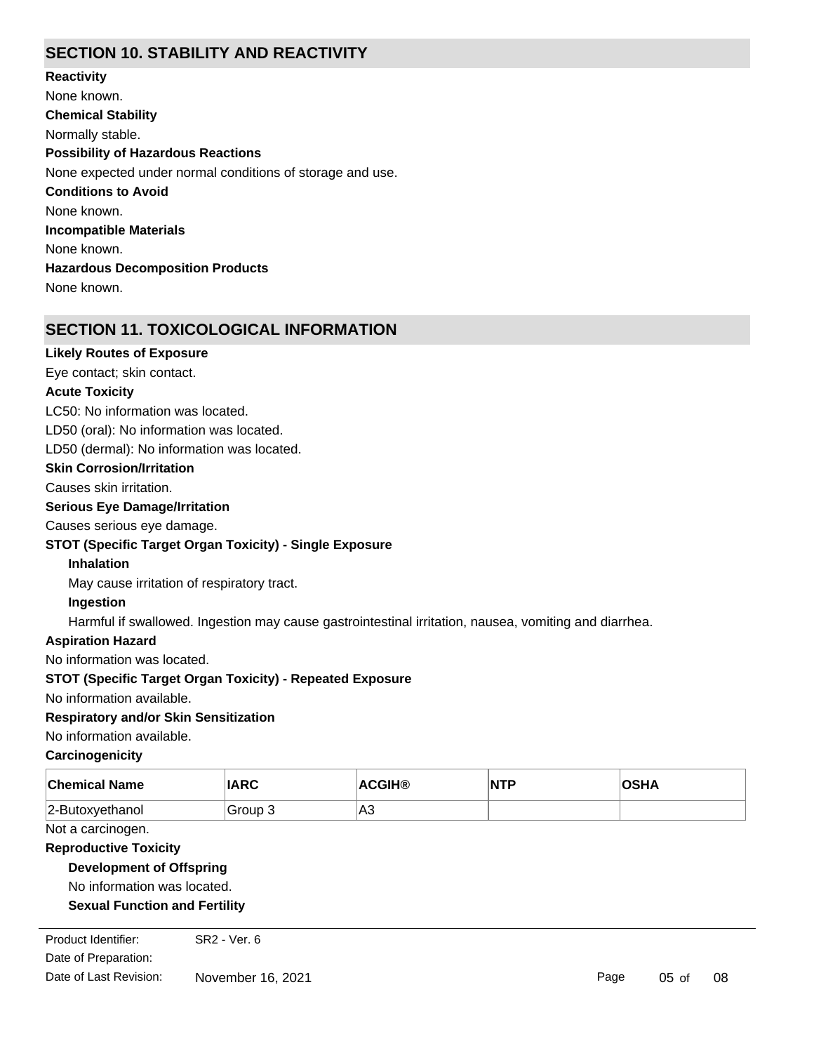## SECTION 10. STABILITY AND REACTIVITY

**Reactivity**

None known.

**Chemical Stability**

Normally stable.

**Possibility of Hazardous Reactions**

None expected under normal conditions of storage and use.

**Conditions to Avoid**

None known.

**Incompatible Materials**

None known.

**Hazardous Decomposition Products**

None known.

## SECTION 11. TOXICOLOGICAL INFORMATION

**Likely Routes of Exposure**

Eye contact; skin contact.

**Acute Toxicity**

LC50: No information was located.

LD50 (oral): No information was located.

LD50 (dermal): No information was located.

**Skin Corrosion/Irritation**

Causes skin irritation.

**Serious Eye Damage/Irritation**

Causes serious eye damage.

**STOT (Specific Target Organ Toxicity) - Single Exposure**

**Inhalation**

May cause irritation of respiratory tract.

**Ingestion**

Harmful if swallowed. Ingestion may cause gastrointestinal irritation, nausea, vomiting and diarrhea.

**Aspiration Hazard**

No information was located.

**STOT (Specific Target Organ Toxicity) - Repeated Exposure**

No information available.

**Respiratory and/or Skin Sensitization**

No information available.

**Carcinogenicity**

| Chemical Name | IARC | ACGIH® | NTP | OSHA |
|---|---|---|---|---|
| 2-Butoxyethanol | Group 3 | A3 | | |

Not a carcinogen.

**Reproductive Toxicity**

**Development of Offspring**

No information was located.

**Sexual Function and Fertility**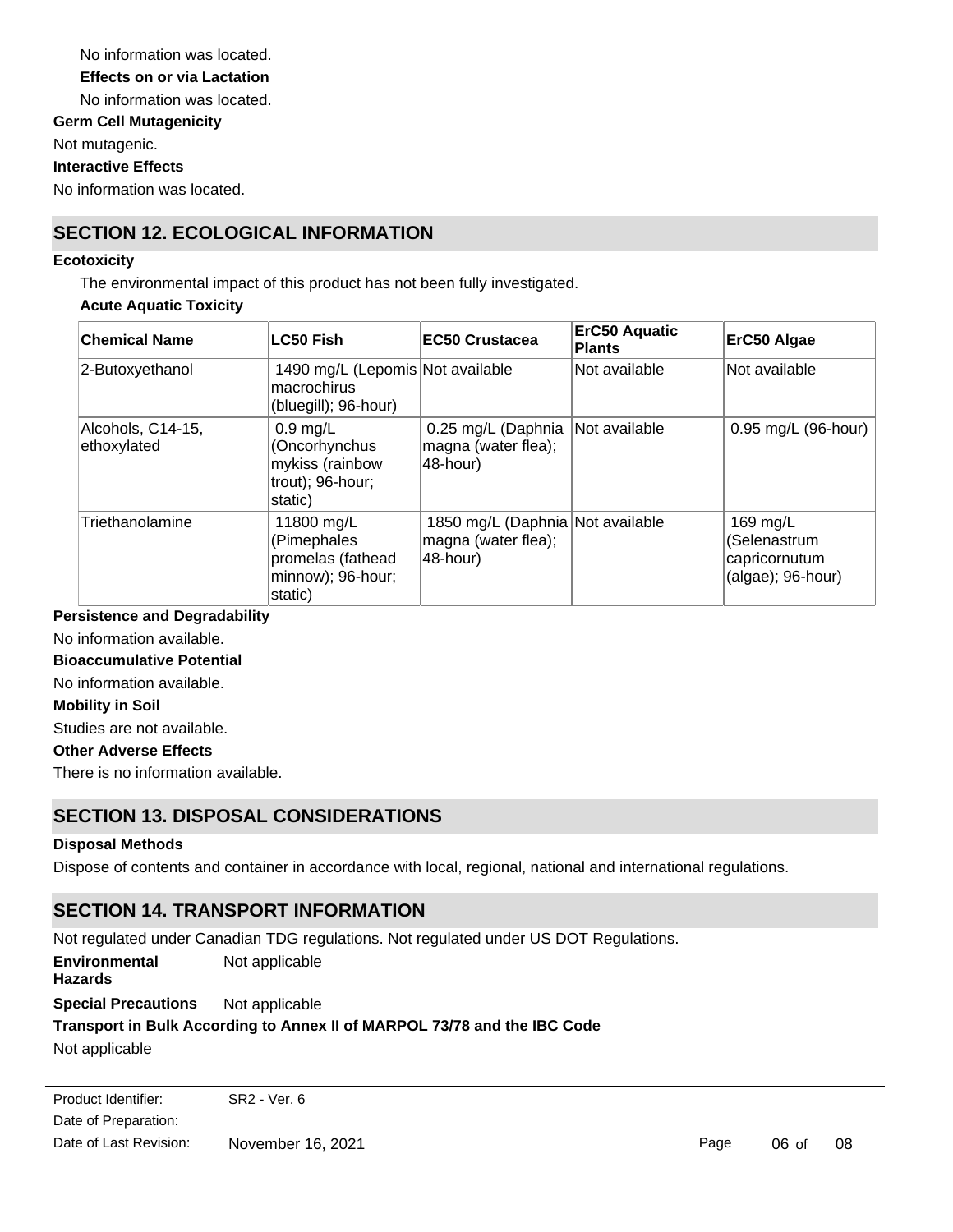No information was located.

**Effects on or via Lactation**

No information was located.

**Germ Cell Mutagenicity**

Not mutagenic.

**Interactive Effects**

No information was located.

## SECTION 12. ECOLOGICAL INFORMATION

**Ecotoxicity**

The environmental impact of this product has not been fully investigated.

**Acute Aquatic Toxicity**

| Chemical Name | LC50 Fish | EC50 Crustacea | ErC50 Aquatic Plants | ErC50 Algae |
|---|---|---|---|---|
| 2-Butoxyethanol | 1490 mg/L (Lepomis macrochirus (bluegill); 96-hour) | Not available | Not available | Not available |
| Alcohols, C14-15, ethoxylated | 0.9 mg/L (Oncorhynchus mykiss (rainbow trout); 96-hour; static) | 0.25 mg/L (Daphnia magna (water flea); 48-hour) | Not available | 0.95 mg/L (96-hour) |
| Triethanolamine | 11800 mg/L (Pimephales promelas (fathead minnow); 96-hour; static) | 1850 mg/L (Daphnia magna (water flea); 48-hour) | Not available | 169 mg/L (Selenastrum capricornutum (algae); 96-hour) |

**Persistence and Degradability**

No information available.

**Bioaccumulative Potential**

No information available.

**Mobility in Soil**

Studies are not available.

**Other Adverse Effects**

There is no information available.

## SECTION 13. DISPOSAL CONSIDERATIONS

**Disposal Methods**

Dispose of contents and container in accordance with local, regional, national and international regulations.

## SECTION 14. TRANSPORT INFORMATION

Not regulated under Canadian TDG regulations. Not regulated under US DOT Regulations.

**Environmental Hazards** Not applicable

**Special Precautions** Not applicable

**Transport in Bulk According to Annex II of MARPOL 73/78 and the IBC Code**

Not applicable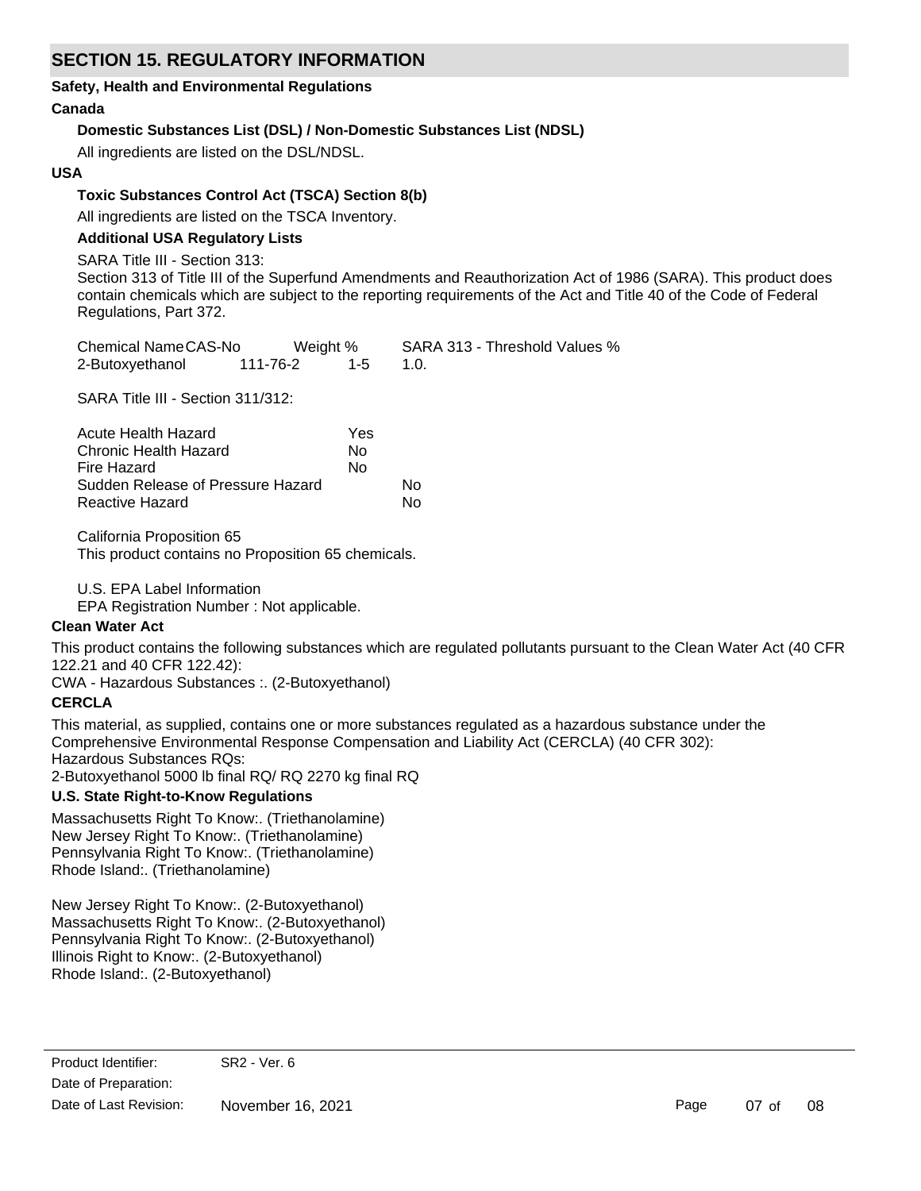## SECTION 15. REGULATORY INFORMATION

**Safety, Health and Environmental Regulations**

**Canada**

**Domestic Substances List (DSL) / Non-Domestic Substances List (NDSL)**

All ingredients are listed on the DSL/NDSL.

**USA**

**Toxic Substances Control Act (TSCA) Section 8(b)**

All ingredients are listed on the TSCA Inventory.

**Additional USA Regulatory Lists**

SARA Title III - Section 313:

Section 313 of Title III of the Superfund Amendments and Reauthorization Act of 1986 (SARA). This product does contain chemicals which are subject to the reporting requirements of the Act and Title 40 of the Code of Federal Regulations, Part 372.

| Chemical Name | CAS-No | Weight % | SARA 313 - Threshold Values % |
|---|---|---|---|
| 2-Butoxyethanol | 111-76-2 | 1-5 | 1.0. |

SARA Title III - Section 311/312:

| | |
|---|---|
| Acute Health Hazard | Yes |
| Chronic Health Hazard | No |
| Fire Hazard | No |
| Sudden Release of Pressure Hazard | No |
| Reactive Hazard | No |

California Proposition 65

This product contains no Proposition 65 chemicals.

U.S. EPA Label Information

EPA Registration Number : Not applicable.

**Clean Water Act**

This product contains the following substances which are regulated pollutants pursuant to the Clean Water Act (40 CFR 122.21 and 40 CFR 122.42):

CWA - Hazardous Substances :. (2-Butoxyethanol)

**CERCLA**

This material, as supplied, contains one or more substances regulated as a hazardous substance under the Comprehensive Environmental Response Compensation and Liability Act (CERCLA) (40 CFR 302):

Hazardous Substances RQs:

2-Butoxyethanol 5000 lb final RQ/ RQ 2270 kg final RQ

**U.S. State Right-to-Know Regulations**

Massachusetts Right To Know:. (Triethanolamine)
New Jersey Right To Know:. (Triethanolamine)
Pennsylvania Right To Know:. (Triethanolamine)
Rhode Island:. (Triethanolamine)

New Jersey Right To Know:. (2-Butoxyethanol)
Massachusetts Right To Know:. (2-Butoxyethanol)
Pennsylvania Right To Know:. (2-Butoxyethanol)
Illinois Right to Know:. (2-Butoxyethanol)
Rhode Island:. (2-Butoxyethanol)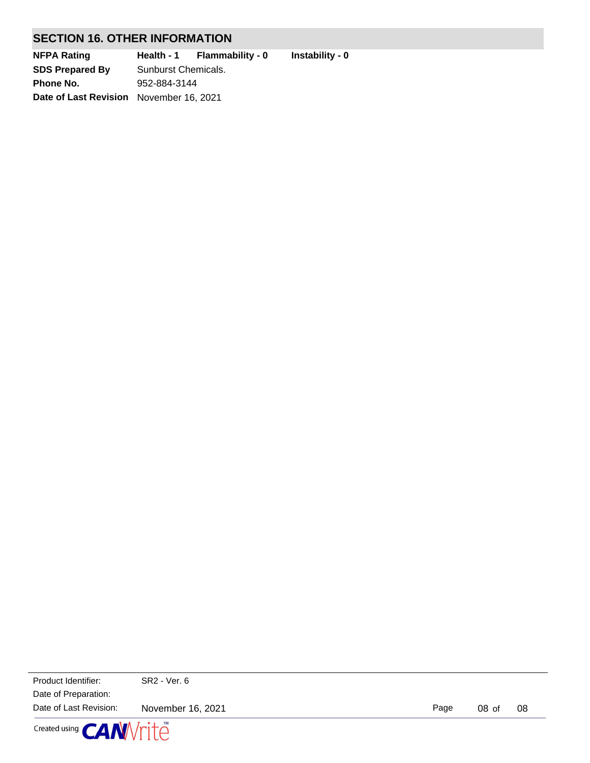## SECTION 16. OTHER INFORMATION

| | | | |
|---|---|---|---|
| **NFPA Rating** | **Health - 1** | **Flammability - 0** | **Instability - 0** |
| **SDS Prepared By** | Sunburst Chemicals. | | |
| **Phone No.** | 952-884-3144 | | |
| **Date of Last Revision** | November 16, 2021 | | |